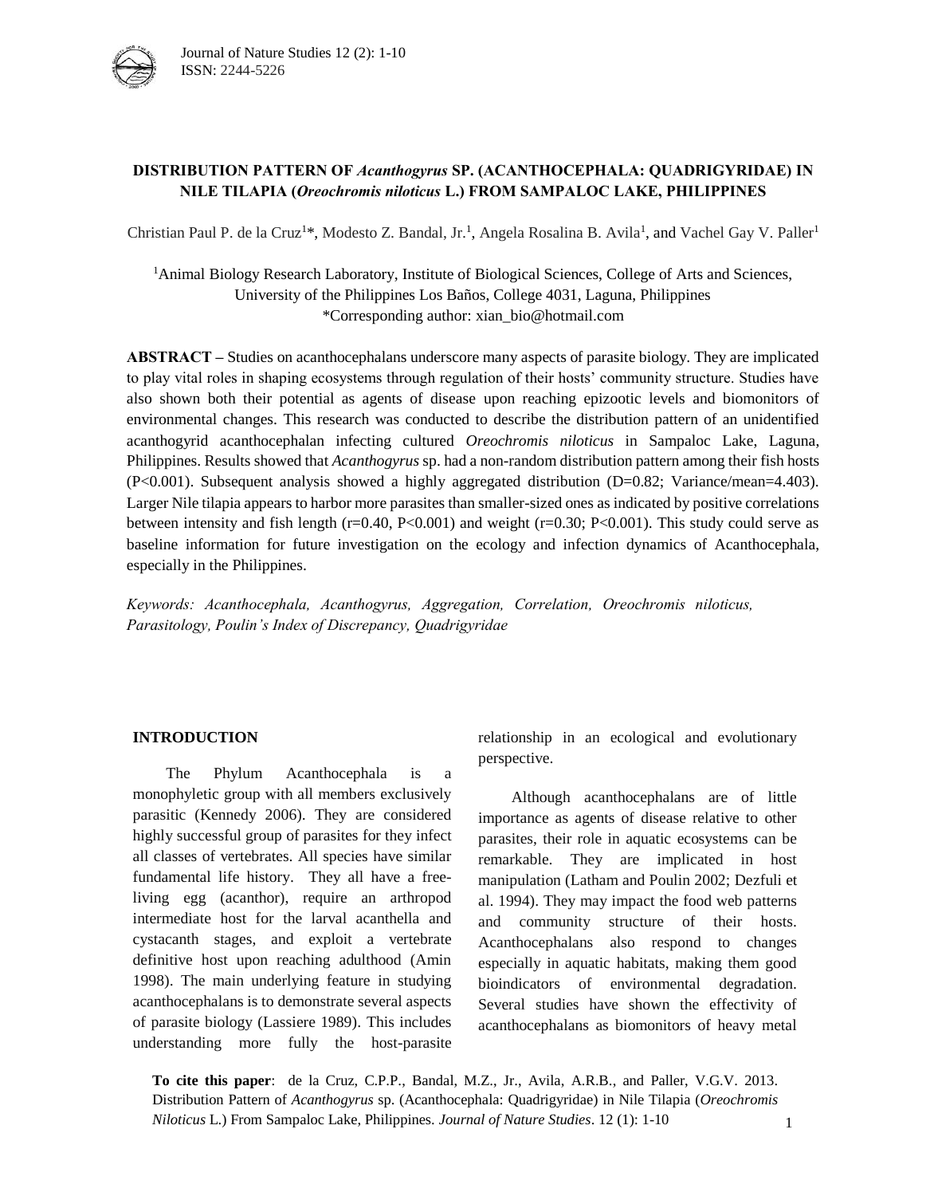# DISTRIBUTION PATTERN OF *Acanthogyrus* SP. (ACANTHOCEPHALA: QUADRIGYRIDAE) IN NILE TILAPIA (*Oreochromis niloticus* L.) FROM SAMPALOC LAKE, PHILIPPINES

Christian Paul P. de la Cruz[1]*, Modesto Z. Bandal, Jr.[1], Angela Rosalina B. Avila[1], and Vachel Gay V. Paller[1]

[1]Animal Biology Research Laboratory, Institute of Biological Sciences, College of Arts and Sciences, University of the Philippines Los Baños, College 4031, Laguna, Philippines
*Corresponding author: xian_bio@hotmail.com

**ABSTRACT** – Studies on acanthocephalans underscore many aspects of parasite biology. They are implicated to play vital roles in shaping ecosystems through regulation of their hosts' community structure. Studies have also shown both their potential as agents of disease upon reaching epizootic levels and biomonitors of environmental changes. This research was conducted to describe the distribution pattern of an unidentified acanthogyrid acanthocephalan infecting cultured *Oreochromis niloticus* in Sampaloc Lake, Laguna, Philippines. Results showed that *Acanthogyrus* sp. had a non-random distribution pattern among their fish hosts ($P<0.001$). Subsequent analysis showed a highly aggregated distribution ($D=0.82$; Variance/mean=4.403). Larger Nile tilapia appears to harbor more parasites than smaller-sized ones as indicated by positive correlations between intensity and fish length ($r=0.40$, $P<0.001$) and weight ($r=0.30$; $P<0.001$). This study could serve as baseline information for future investigation on the ecology and infection dynamics of Acanthocephala, especially in the Philippines.

*Keywords: Acanthocephala, Acanthogyrus, Aggregation, Correlation, Oreochromis niloticus, Parasitology, Poulin's Index of Discrepancy, Quadrigyridae*

## INTRODUCTION

The Phylum Acanthocephala is a monophyletic group with all members exclusively parasitic (Kennedy 2006). They are considered highly successful group of parasites for they infect all classes of vertebrates. All species have similar fundamental life history. They all have a free-living egg (acanthor), require an arthropod intermediate host for the larval acanthella and cystacanth stages, and exploit a vertebrate definitive host upon reaching adulthood (Amin 1998). The main underlying feature in studying acanthocephalans is to demonstrate several aspects of parasite biology (Lassiere 1989). This includes understanding more fully the host-parasite relationship in an ecological and evolutionary perspective.

Although acanthocephalans are of little importance as agents of disease relative to other parasites, their role in aquatic ecosystems can be remarkable. They are implicated in host manipulation (Latham and Poulin 2002; Dezfuli et al. 1994). They may impact the food web patterns and community structure of their hosts. Acanthocephalans also respond to changes especially in aquatic habitats, making them good bioindicators of environmental degradation. Several studies have shown the effectivity of acanthocephalans as biomonitors of heavy metal

**To cite this paper**: de la Cruz, C.P.P., Bandal, M.Z., Jr., Avila, A.R.B., and Paller, V.G.V. 2013. Distribution Pattern of *Acanthogyrus* sp. (Acanthocephala: Quadrigyridae) in Nile Tilapia (*Oreochromis Niloticus* L.) From Sampaloc Lake, Philippines. *Journal of Nature Studies*. 12 (1): 1-10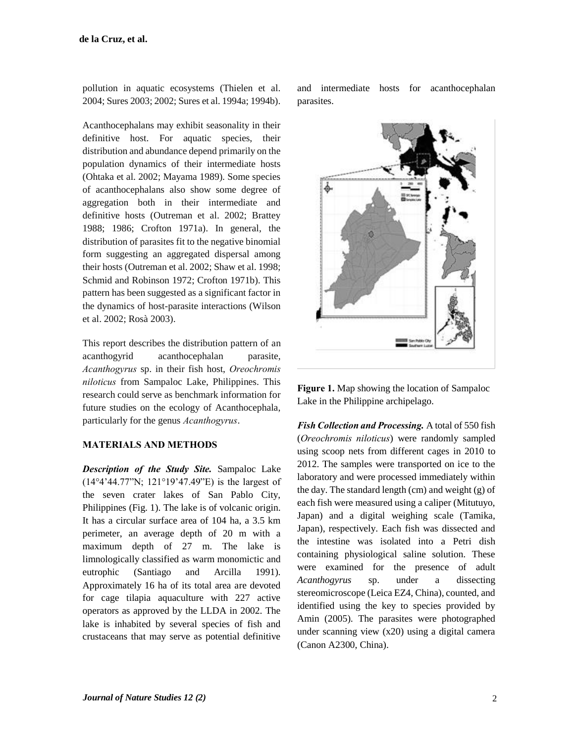pollution in aquatic ecosystems (Thielen et al. 2004; Sures 2003; 2002; Sures et al. 1994a; 1994b).

Acanthocephalans may exhibit seasonality in their definitive host. For aquatic species, their distribution and abundance depend primarily on the population dynamics of their intermediate hosts (Ohtaka et al. 2002; Mayama 1989). Some species of acanthocephalans also show some degree of aggregation both in their intermediate and definitive hosts (Outreman et al. 2002; Brattey 1988; 1986; Crofton 1971a). In general, the distribution of parasites fit to the negative binomial form suggesting an aggregated dispersal among their hosts (Outreman et al. 2002; Shaw et al. 1998; Schmid and Robinson 1972; Crofton 1971b). This pattern has been suggested as a significant factor in the dynamics of host-parasite interactions (Wilson et al. 2002; Rosà 2003).

This report describes the distribution pattern of an acanthogyrid acanthocephalan parasite, *Acanthogyrus* sp. in their fish host, *Oreochromis niloticus* from Sampaloc Lake, Philippines. This research could serve as benchmark information for future studies on the ecology of Acanthocephala, particularly for the genus *Acanthogyrus*.

## MATERIALS AND METHODS

***Description of the Study Site.*** Sampaloc Lake (14°4'44.77"N; 121°19'47.49"E) is the largest of the seven crater lakes of San Pablo City, Philippines (Fig. 1). The lake is of volcanic origin. It has a circular surface area of 104 ha, a 3.5 km perimeter, an average depth of 20 m with a maximum depth of 27 m. The lake is limnologically classified as warm monomictic and eutrophic (Santiago and Arcilla 1991). Approximately 16 ha of its total area are devoted for cage tilapia aquaculture with 227 active operators as approved by the LLDA in 2002. The lake is inhabited by several species of fish and crustaceans that may serve as potential definitive and intermediate hosts for acanthocephalan parasites.

**Figure 1.** Map showing the location of Sampaloc Lake in the Philippine archipelago.

***Fish Collection and Processing.*** A total of 550 fish (*Oreochromis niloticus*) were randomly sampled using scoop nets from different cages in 2010 to 2012. The samples were transported on ice to the laboratory and were processed immediately within the day. The standard length (cm) and weight (g) of each fish were measured using a caliper (Mitutuyo, Japan) and a digital weighing scale (Tamika, Japan), respectively. Each fish was dissected and the intestine was isolated into a Petri dish containing physiological saline solution. These were examined for the presence of adult *Acanthogyrus* sp. under a dissecting stereomicroscope (Leica EZ4, China), counted, and identified using the key to species provided by Amin (2005). The parasites were photographed under scanning view (x20) using a digital camera (Canon A2300, China).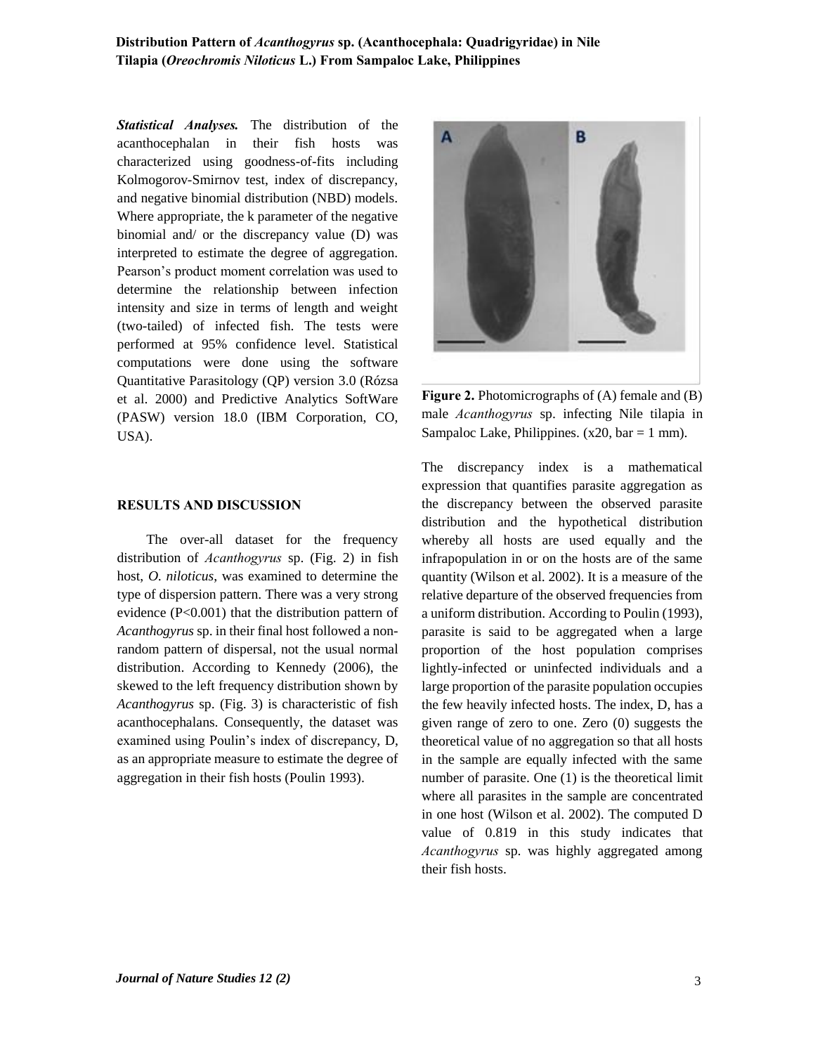***Statistical Analyses.*** The distribution of the acanthocephalan in their fish hosts was characterized using goodness-of-fits including Kolmogorov-Smirnov test, index of discrepancy, and negative binomial distribution (NBD) models. Where appropriate, the k parameter of the negative binomial and/ or the discrepancy value (D) was interpreted to estimate the degree of aggregation. Pearson's product moment correlation was used to determine the relationship between infection intensity and size in terms of length and weight (two-tailed) of infected fish. The tests were performed at 95% confidence level. Statistical computations were done using the software Quantitative Parasitology (QP) version 3.0 (Rózsa et al. 2000) and Predictive Analytics SoftWare (PASW) version 18.0 (IBM Corporation, CO, USA).

## RESULTS AND DISCUSSION

The over-all dataset for the frequency distribution of *Acanthogyrus* sp. (Fig. 2) in fish host, *O. niloticus*, was examined to determine the type of dispersion pattern. There was a very strong evidence ($P<0.001$) that the distribution pattern of *Acanthogyrus* sp. in their final host followed a non-random pattern of dispersal, not the usual normal distribution. According to Kennedy (2006), the skewed to the left frequency distribution shown by *Acanthogyrus* sp. (Fig. 3) is characteristic of fish acanthocephalans. Consequently, the dataset was examined using Poulin's index of discrepancy, D, as an appropriate measure to estimate the degree of aggregation in their fish hosts (Poulin 1993).

**Figure 2.** Photomicrographs of (A) female and (B) male *Acanthogyrus* sp. infecting Nile tilapia in Sampaloc Lake, Philippines. (x20, bar = 1 mm).

The discrepancy index is a mathematical expression that quantifies parasite aggregation as the discrepancy between the observed parasite distribution and the hypothetical distribution whereby all hosts are used equally and the infrapopulation in or on the hosts are of the same quantity (Wilson et al. 2002). It is a measure of the relative departure of the observed frequencies from a uniform distribution. According to Poulin (1993), parasite is said to be aggregated when a large proportion of the host population comprises lightly-infected or uninfected individuals and a large proportion of the parasite population occupies the few heavily infected hosts. The index, D, has a given range of zero to one. Zero (0) suggests the theoretical value of no aggregation so that all hosts in the sample are equally infected with the same number of parasite. One (1) is the theoretical limit where all parasites in the sample are concentrated in one host (Wilson et al. 2002). The computed D value of 0.819 in this study indicates that *Acanthogyrus* sp. was highly aggregated among their fish hosts.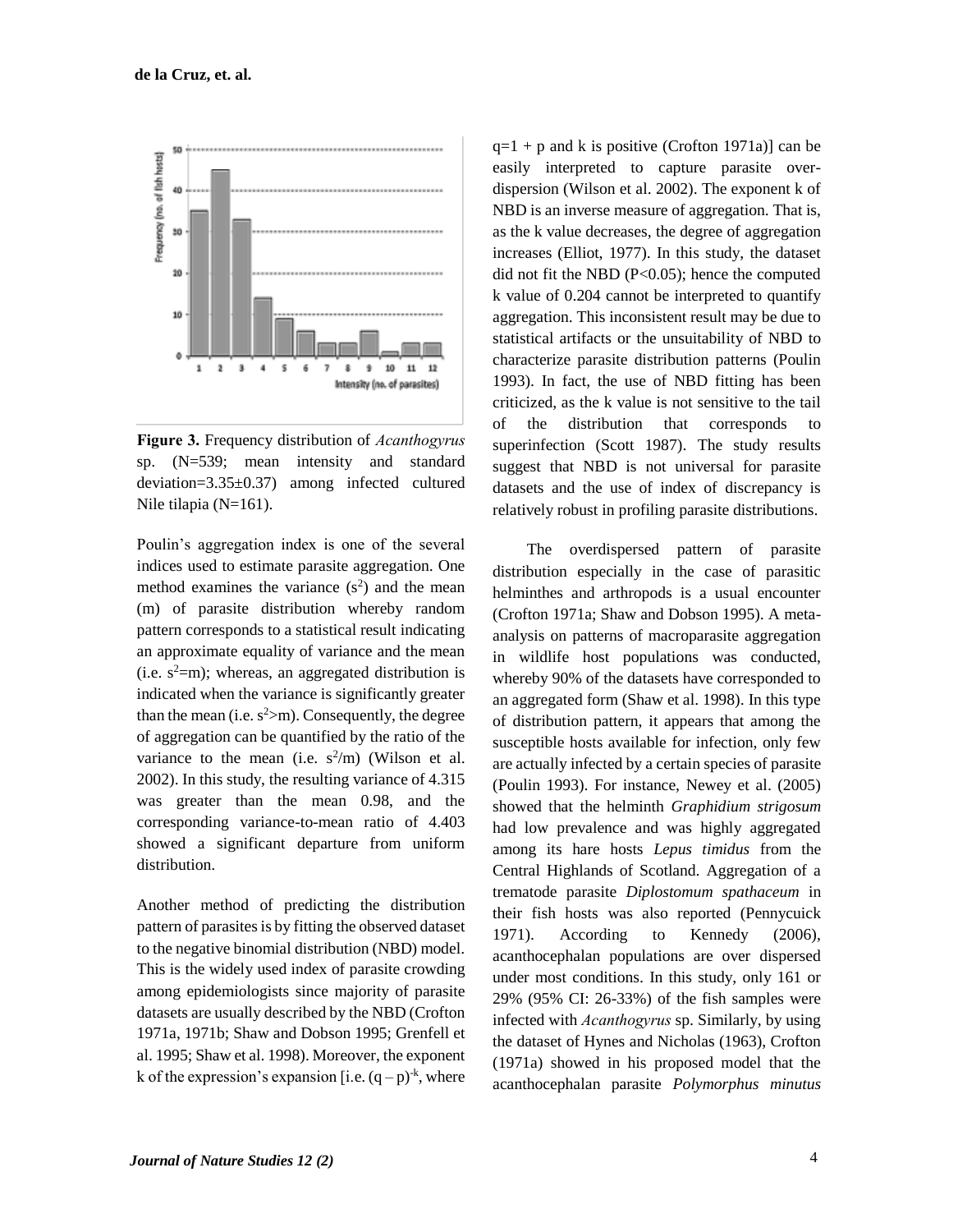**Figure 3.** Frequency distribution of *Acanthogyrus* sp. (N=539; mean intensity and standard deviation=3.35±0.37) among infected cultured Nile tilapia (N=161).

Poulin's aggregation index is one of the several indices used to estimate parasite aggregation. One method examines the variance ($s^2$) and the mean (m) of parasite distribution whereby random pattern corresponds to a statistical result indicating an approximate equality of variance and the mean (i.e. $s^2$=m); whereas, an aggregated distribution is indicated when the variance is significantly greater than the mean (i.e. $s^2$>m). Consequently, the degree of aggregation can be quantified by the ratio of the variance to the mean (i.e. $s^2$/m) (Wilson et al. 2002). In this study, the resulting variance of 4.315 was greater than the mean 0.98, and the corresponding variance-to-mean ratio of 4.403 showed a significant departure from uniform distribution.

Another method of predicting the distribution pattern of parasites is by fitting the observed dataset to the negative binomial distribution (NBD) model. This is the widely used index of parasite crowding among epidemiologists since majority of parasite datasets are usually described by the NBD (Crofton 1971a, 1971b; Shaw and Dobson 1995; Grenfell et al. 1995; Shaw et al. 1998). Moreover, the exponent k of the expression's expansion [i.e. $(q-p)^{-k}$, where q=1 + p and k is positive (Crofton 1971a)] can be easily interpreted to capture parasite over-dispersion (Wilson et al. 2002). The exponent k of NBD is an inverse measure of aggregation. That is, as the k value decreases, the degree of aggregation increases (Elliot, 1977). In this study, the dataset did not fit the NBD ($P<0.05$); hence the computed k value of 0.204 cannot be interpreted to quantify aggregation. This inconsistent result may be due to statistical artifacts or the unsuitability of NBD to characterize parasite distribution patterns (Poulin 1993). In fact, the use of NBD fitting has been criticized, as the k value is not sensitive to the tail of the distribution that corresponds to superinfection (Scott 1987). The study results suggest that NBD is not universal for parasite datasets and the use of index of discrepancy is relatively robust in profiling parasite distributions.

The overdispersed pattern of parasite distribution especially in the case of parasitic helminthes and arthropods is a usual encounter (Crofton 1971a; Shaw and Dobson 1995). A meta-analysis on patterns of macroparasite aggregation in wildlife host populations was conducted, whereby 90% of the datasets have corresponded to an aggregated form (Shaw et al. 1998). In this type of distribution pattern, it appears that among the susceptible hosts available for infection, only few are actually infected by a certain species of parasite (Poulin 1993). For instance, Newey et al. (2005) showed that the helminth *Graphidium strigosum* had low prevalence and was highly aggregated among its hare hosts *Lepus timidus* from the Central Highlands of Scotland. Aggregation of a trematode parasite *Diplostomum spathaceum* in their fish hosts was also reported (Pennycuick 1971). According to Kennedy (2006), acanthocephalan populations are over dispersed under most conditions. In this study, only 161 or 29% (95% CI: 26-33%) of the fish samples were infected with *Acanthogyrus* sp. Similarly, by using the dataset of Hynes and Nicholas (1963), Crofton (1971a) showed in his proposed model that the acanthocephalan parasite *Polymorphus minutus*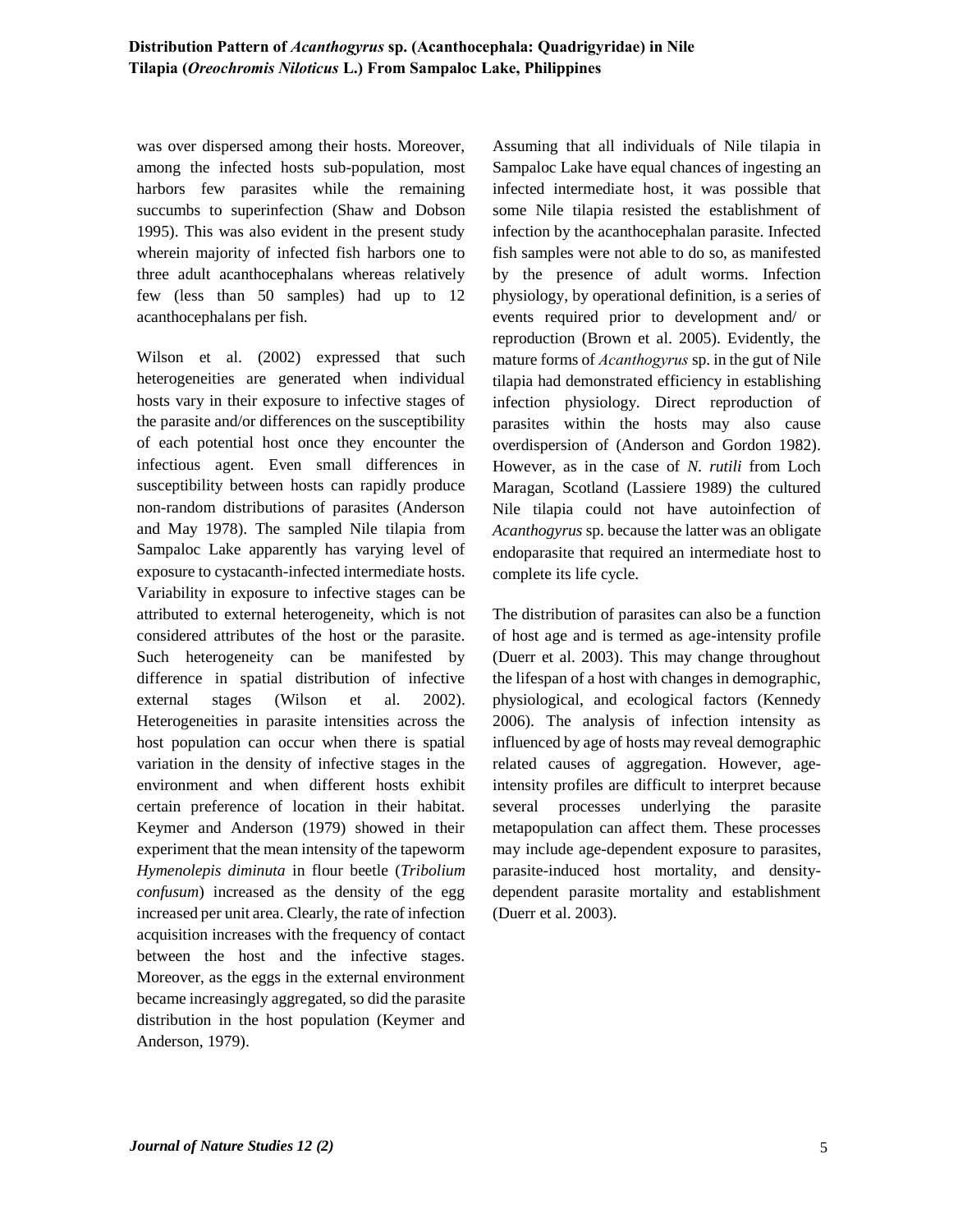was over dispersed among their hosts. Moreover, among the infected hosts sub-population, most harbors few parasites while the remaining succumbs to superinfection (Shaw and Dobson 1995). This was also evident in the present study wherein majority of infected fish harbors one to three adult acanthocephalans whereas relatively few (less than 50 samples) had up to 12 acanthocephalans per fish.

Wilson et al. (2002) expressed that such heterogeneities are generated when individual hosts vary in their exposure to infective stages of the parasite and/or differences on the susceptibility of each potential host once they encounter the infectious agent. Even small differences in susceptibility between hosts can rapidly produce non-random distributions of parasites (Anderson and May 1978). The sampled Nile tilapia from Sampaloc Lake apparently has varying level of exposure to cystacanth-infected intermediate hosts. Variability in exposure to infective stages can be attributed to external heterogeneity, which is not considered attributes of the host or the parasite. Such heterogeneity can be manifested by difference in spatial distribution of infective external stages (Wilson et al. 2002). Heterogeneities in parasite intensities across the host population can occur when there is spatial variation in the density of infective stages in the environment and when different hosts exhibit certain preference of location in their habitat. Keymer and Anderson (1979) showed in their experiment that the mean intensity of the tapeworm *Hymenolepis diminuta* in flour beetle (*Tribolium confusum*) increased as the density of the egg increased per unit area. Clearly, the rate of infection acquisition increases with the frequency of contact between the host and the infective stages. Moreover, as the eggs in the external environment became increasingly aggregated, so did the parasite distribution in the host population (Keymer and Anderson, 1979).

Assuming that all individuals of Nile tilapia in Sampaloc Lake have equal chances of ingesting an infected intermediate host, it was possible that some Nile tilapia resisted the establishment of infection by the acanthocephalan parasite. Infected fish samples were not able to do so, as manifested by the presence of adult worms. Infection physiology, by operational definition, is a series of events required prior to development and/ or reproduction (Brown et al. 2005). Evidently, the mature forms of *Acanthogyrus* sp. in the gut of Nile tilapia had demonstrated efficiency in establishing infection physiology. Direct reproduction of parasites within the hosts may also cause overdispersion of (Anderson and Gordon 1982). However, as in the case of *N. rutili* from Loch Maragan, Scotland (Lassiere 1989) the cultured Nile tilapia could not have autoinfection of *Acanthogyrus* sp. because the latter was an obligate endoparasite that required an intermediate host to complete its life cycle.

The distribution of parasites can also be a function of host age and is termed as age-intensity profile (Duerr et al. 2003). This may change throughout the lifespan of a host with changes in demographic, physiological, and ecological factors (Kennedy 2006). The analysis of infection intensity as influenced by age of hosts may reveal demographic related causes of aggregation. However, age-intensity profiles are difficult to interpret because several processes underlying the parasite metapopulation can affect them. These processes may include age-dependent exposure to parasites, parasite-induced host mortality, and density-dependent parasite mortality and establishment (Duerr et al. 2003).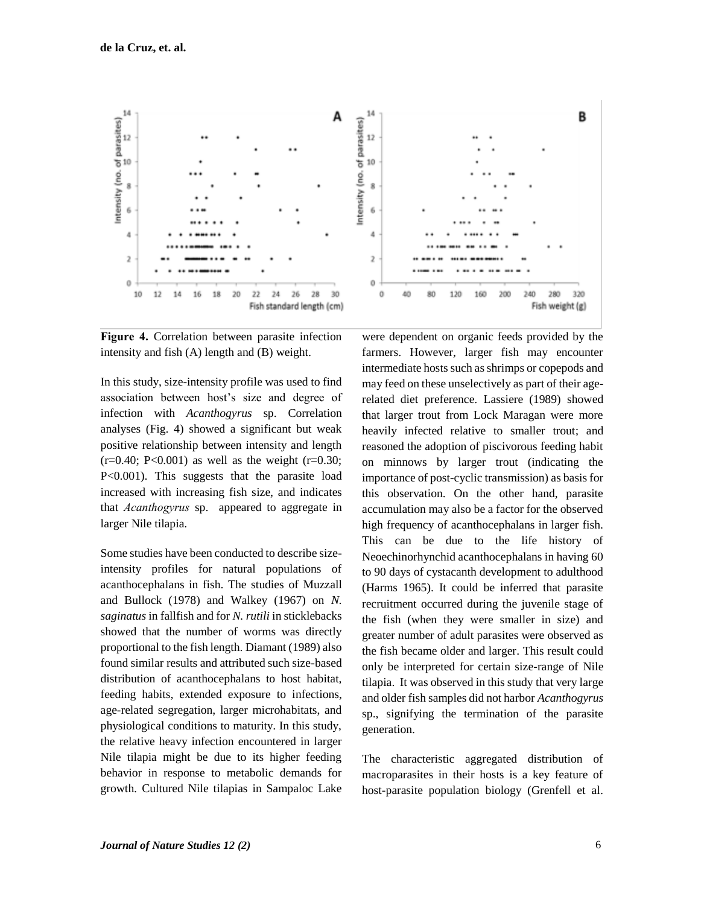**Figure 4.** Correlation between parasite infection intensity and fish (A) length and (B) weight.

In this study, size-intensity profile was used to find association between host's size and degree of infection with *Acanthogyrus* sp. Correlation analyses (Fig. 4) showed a significant but weak positive relationship between intensity and length ($r=0.40$; $P<0.001$) as well as the weight ($r=0.30$; $P<0.001$). This suggests that the parasite load increased with increasing fish size, and indicates that *Acanthogyrus* sp. appeared to aggregate in larger Nile tilapia.

Some studies have been conducted to describe size-intensity profiles for natural populations of acanthocephalans in fish. The studies of Muzzall and Bullock (1978) and Walkey (1967) on *N. saginatus* in fallfish and for *N. rutili* in sticklebacks showed that the number of worms was directly proportional to the fish length. Diamant (1989) also found similar results and attributed such size-based distribution of acanthocephalans to host habitat, feeding habits, extended exposure to infections, age-related segregation, larger microhabitats, and physiological conditions to maturity. In this study, the relative heavy infection encountered in larger Nile tilapia might be due to its higher feeding behavior in response to metabolic demands for growth. Cultured Nile tilapias in Sampaloc Lake were dependent on organic feeds provided by the farmers. However, larger fish may encounter intermediate hosts such as shrimps or copepods and may feed on these unselectively as part of their age-related diet preference. Lassiere (1989) showed that larger trout from Lock Maragan were more heavily infected relative to smaller trout; and reasoned the adoption of piscivorous feeding habit on minnows by larger trout (indicating the importance of post-cyclic transmission) as basis for this observation. On the other hand, parasite accumulation may also be a factor for the observed high frequency of acanthocephalans in larger fish. This can be due to the life history of Neoechinorhynchid acanthocephalans in having 60 to 90 days of cystacanth development to adulthood (Harms 1965). It could be inferred that parasite recruitment occurred during the juvenile stage of the fish (when they were smaller in size) and greater number of adult parasites were observed as the fish became older and larger. This result could only be interpreted for certain size-range of Nile tilapia. It was observed in this study that very large and older fish samples did not harbor *Acanthogyrus* sp., signifying the termination of the parasite generation.

The characteristic aggregated distribution of macroparasites in their hosts is a key feature of host-parasite population biology (Grenfell et al.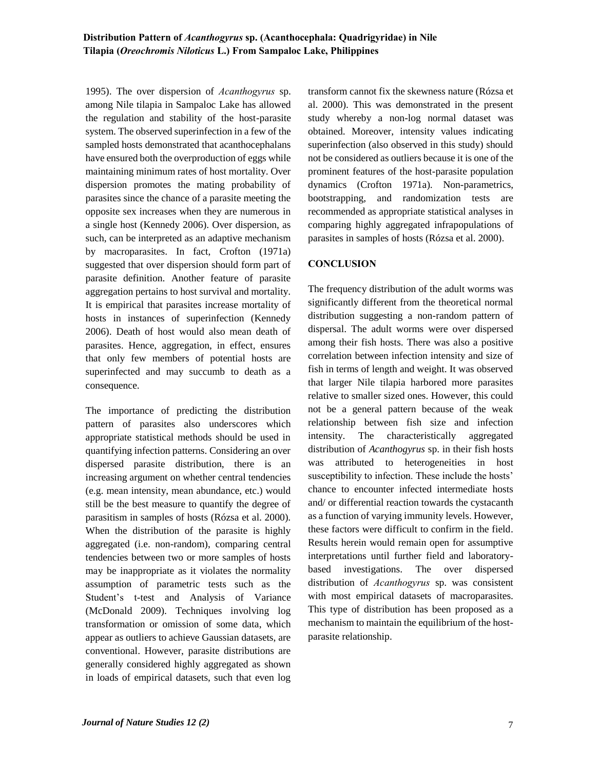1995). The over dispersion of *Acanthogyrus* sp. among Nile tilapia in Sampaloc Lake has allowed the regulation and stability of the host-parasite system. The observed superinfection in a few of the sampled hosts demonstrated that acanthocephalans have ensured both the overproduction of eggs while maintaining minimum rates of host mortality. Over dispersion promotes the mating probability of parasites since the chance of a parasite meeting the opposite sex increases when they are numerous in a single host (Kennedy 2006). Over dispersion, as such, can be interpreted as an adaptive mechanism by macroparasites. In fact, Crofton (1971a) suggested that over dispersion should form part of parasite definition. Another feature of parasite aggregation pertains to host survival and mortality. It is empirical that parasites increase mortality of hosts in instances of superinfection (Kennedy 2006). Death of host would also mean death of parasites. Hence, aggregation, in effect, ensures that only few members of potential hosts are superinfected and may succumb to death as a consequence.

The importance of predicting the distribution pattern of parasites also underscores which appropriate statistical methods should be used in quantifying infection patterns. Considering an over dispersed parasite distribution, there is an increasing argument on whether central tendencies (e.g. mean intensity, mean abundance, etc.) would still be the best measure to quantify the degree of parasitism in samples of hosts (Rózsa et al. 2000). When the distribution of the parasite is highly aggregated (i.e. non-random), comparing central tendencies between two or more samples of hosts may be inappropriate as it violates the normality assumption of parametric tests such as the Student's t-test and Analysis of Variance (McDonald 2009). Techniques involving log transformation or omission of some data, which appear as outliers to achieve Gaussian datasets, are conventional. However, parasite distributions are generally considered highly aggregated as shown in loads of empirical datasets, such that even log transform cannot fix the skewness nature (Rózsa et al. 2000). This was demonstrated in the present study whereby a non-log normal dataset was obtained. Moreover, intensity values indicating superinfection (also observed in this study) should not be considered as outliers because it is one of the prominent features of the host-parasite population dynamics (Crofton 1971a). Non-parametrics, bootstrapping, and randomization tests are recommended as appropriate statistical analyses in comparing highly aggregated infrapopulations of parasites in samples of hosts (Rózsa et al. 2000).

## CONCLUSION

The frequency distribution of the adult worms was significantly different from the theoretical normal distribution suggesting a non-random pattern of dispersal. The adult worms were over dispersed among their fish hosts. There was also a positive correlation between infection intensity and size of fish in terms of length and weight. It was observed that larger Nile tilapia harbored more parasites relative to smaller sized ones. However, this could not be a general pattern because of the weak relationship between fish size and infection intensity. The characteristically aggregated distribution of *Acanthogyrus* sp. in their fish hosts was attributed to heterogeneities in host susceptibility to infection. These include the hosts' chance to encounter infected intermediate hosts and/ or differential reaction towards the cystacanth as a function of varying immunity levels. However, these factors were difficult to confirm in the field. Results herein would remain open for assumptive interpretations until further field and laboratory-based investigations. The over dispersed distribution of *Acanthogyrus* sp. was consistent with most empirical datasets of macroparasites. This type of distribution has been proposed as a mechanism to maintain the equilibrium of the host-parasite relationship.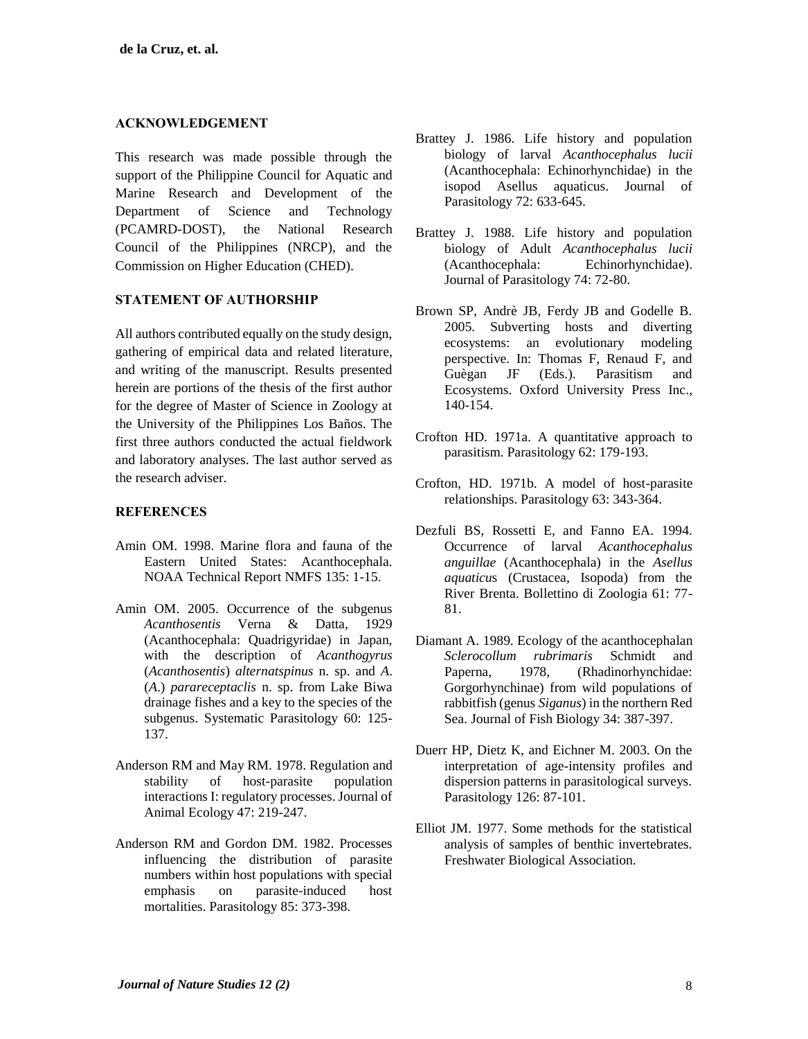## ACKNOWLEDGEMENT

This research was made possible through the support of the Philippine Council for Aquatic and Marine Research and Development of the Department of Science and Technology (PCAMRD-DOST), the National Research Council of the Philippines (NRCP), and the Commission on Higher Education (CHED).

## STATEMENT OF AUTHORSHIP

All authors contributed equally on the study design, gathering of empirical data and related literature, and writing of the manuscript. Results presented herein are portions of the thesis of the first author for the degree of Master of Science in Zoology at the University of the Philippines Los Baños. The first three authors conducted the actual fieldwork and laboratory analyses. The last author served as the research adviser.

## REFERENCES

Amin OM. 1998. Marine flora and fauna of the Eastern United States: Acanthocephala. NOAA Technical Report NMFS 135: 1-15.

Amin OM. 2005. Occurrence of the subgenus *Acanthosentis* Verna & Datta, 1929 (Acanthocephala: Quadrigyridae) in Japan, with the description of *Acanthogyrus* (*Acanthosentis*) *alternatspinus* n. sp. and *A*. (*A*.) *parareceptaclis* n. sp. from Lake Biwa drainage fishes and a key to the species of the subgenus. Systematic Parasitology 60: 125-137.

Anderson RM and May RM. 1978. Regulation and stability of host-parasite population interactions I: regulatory processes. Journal of Animal Ecology 47: 219-247.

Anderson RM and Gordon DM. 1982. Processes influencing the distribution of parasite numbers within host populations with special emphasis on parasite-induced host mortalities. Parasitology 85: 373-398.

Brattey J. 1986. Life history and population biology of larval *Acanthocephalus lucii* (Acanthocephala: Echinorhynchidae) in the isopod Asellus aquaticus. Journal of Parasitology 72: 633-645.

Brattey J. 1988. Life history and population biology of Adult *Acanthocephalus lucii* (Acanthocephala: Echinorhynchidae). Journal of Parasitology 74: 72-80.

Brown SP, Andrè JB, Ferdy JB and Godelle B. 2005. Subverting hosts and diverting ecosystems: an evolutionary modeling perspective. In: Thomas F, Renaud F, and Guègan JF (Eds.). Parasitism and Ecosystems. Oxford University Press Inc., 140-154.

Crofton HD. 1971a. A quantitative approach to parasitism. Parasitology 62: 179-193.

Crofton, HD. 1971b. A model of host-parasite relationships. Parasitology 63: 343-364.

Dezfuli BS, Rossetti E, and Fanno EA. 1994. Occurrence of larval *Acanthocephalus anguillae* (Acanthocephala) in the *Asellus aquaticu*s (Crustacea, Isopoda) from the River Brenta. Bollettino di Zoologia 61: 77-81.

Diamant A. 1989. Ecology of the acanthocephalan *Sclerocollum rubrimaris* Schmidt and Paperna, 1978, (Rhadinorhynchidae: Gorgorhynchinae) from wild populations of rabbitfish (genus *Siganus*) in the northern Red Sea. Journal of Fish Biology 34: 387-397.

Duerr HP, Dietz K, and Eichner M. 2003. On the interpretation of age-intensity profiles and dispersion patterns in parasitological surveys. Parasitology 126: 87-101.

Elliot JM. 1977. Some methods for the statistical analysis of samples of benthic invertebrates. Freshwater Biological Association.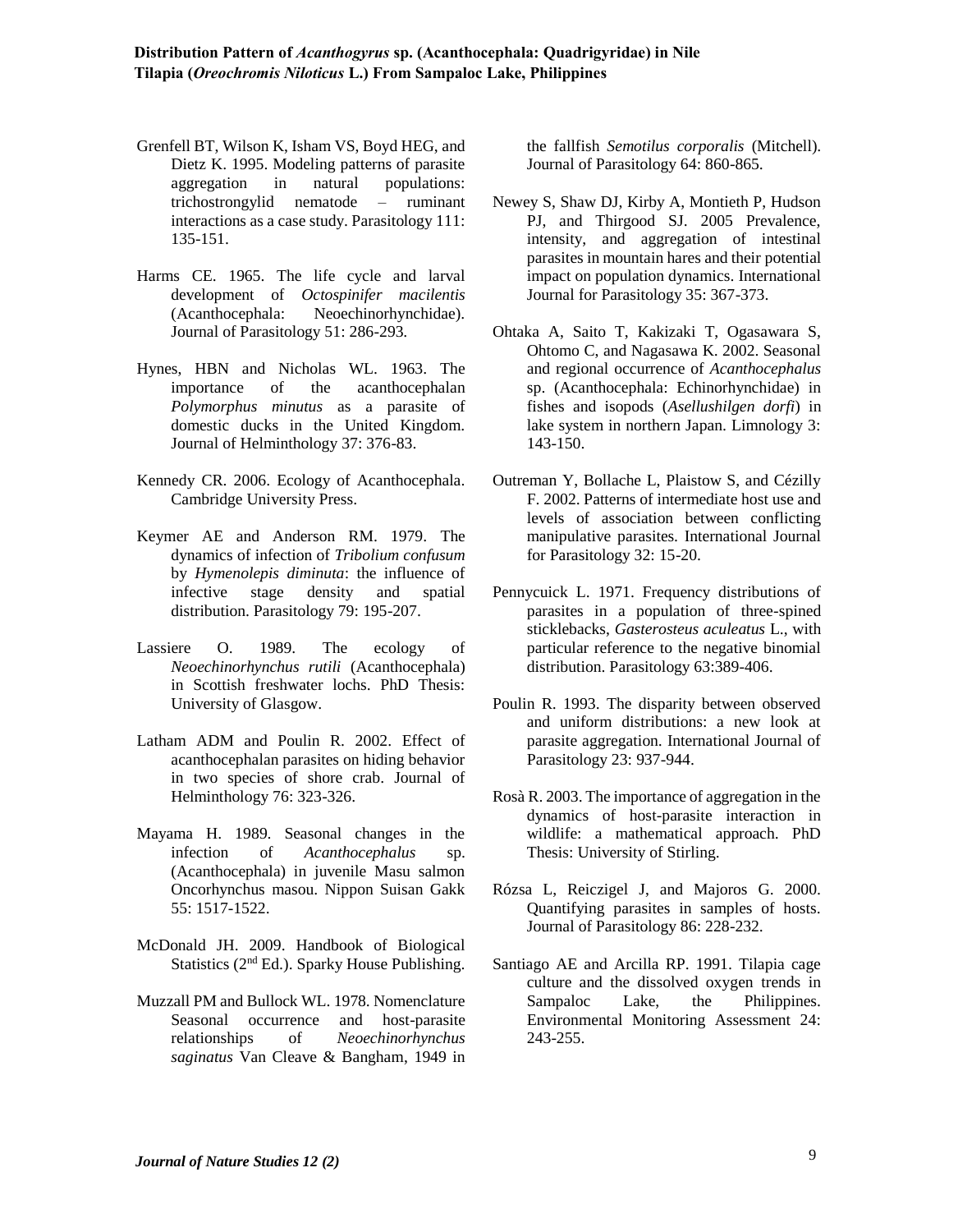Grenfell BT, Wilson K, Isham VS, Boyd HEG, and Dietz K. 1995. Modeling patterns of parasite aggregation in natural populations: trichostrongylid nematode – ruminant interactions as a case study. Parasitology 111: 135-151.

Harms CE. 1965. The life cycle and larval development of *Octospinifer macilentis* (Acanthocephala: Neoechinorhynchidae). Journal of Parasitology 51: 286-293.

Hynes, HBN and Nicholas WL. 1963. The importance of the acanthocephalan *Polymorphus minutus* as a parasite of domestic ducks in the United Kingdom. Journal of Helminthology 37: 376-83.

Kennedy CR. 2006. Ecology of Acanthocephala. Cambridge University Press.

Keymer AE and Anderson RM. 1979. The dynamics of infection of *Tribolium confusum* by *Hymenolepis diminuta*: the influence of infective stage density and spatial distribution. Parasitology 79: 195-207.

Lassiere O. 1989. The ecology of *Neoechinorhynchus rutili* (Acanthocephala) in Scottish freshwater lochs. PhD Thesis: University of Glasgow.

Latham ADM and Poulin R. 2002. Effect of acanthocephalan parasites on hiding behavior in two species of shore crab. Journal of Helminthology 76: 323-326.

Mayama H. 1989. Seasonal changes in the infection of *Acanthocephalus* sp. (Acanthocephala) in juvenile Masu salmon Oncorhynchus masou. Nippon Suisan Gakk 55: 1517-1522.

McDonald JH. 2009. Handbook of Biological Statistics (2nd Ed.). Sparky House Publishing.

Muzzall PM and Bullock WL. 1978. Nomenclature Seasonal occurrence and host-parasite relationships of *Neoechinorhynchus saginatus* Van Cleave & Bangham, 1949 in the fallfish *Semotilus corporalis* (Mitchell). Journal of Parasitology 64: 860-865.

Newey S, Shaw DJ, Kirby A, Montieth P, Hudson PJ, and Thirgood SJ. 2005 Prevalence, intensity, and aggregation of intestinal parasites in mountain hares and their potential impact on population dynamics. International Journal for Parasitology 35: 367-373.

Ohtaka A, Saito T, Kakizaki T, Ogasawara S, Ohtomo C, and Nagasawa K. 2002. Seasonal and regional occurrence of *Acanthocephalus* sp. (Acanthocephala: Echinorhynchidae) in fishes and isopods (*Asellushilgen dorfi*) in lake system in northern Japan. Limnology 3: 143-150.

Outreman Y, Bollache L, Plaistow S, and Cézilly F. 2002. Patterns of intermediate host use and levels of association between conflicting manipulative parasites. International Journal for Parasitology 32: 15-20.

Pennycuick L. 1971. Frequency distributions of parasites in a population of three-spined sticklebacks, *Gasterosteus aculeatus* L., with particular reference to the negative binomial distribution. Parasitology 63:389-406.

Poulin R. 1993. The disparity between observed and uniform distributions: a new look at parasite aggregation. International Journal of Parasitology 23: 937-944.

Rosà R. 2003. The importance of aggregation in the dynamics of host-parasite interaction in wildlife: a mathematical approach. PhD Thesis: University of Stirling.

Rózsa L, Reiczigel J, and Majoros G. 2000. Quantifying parasites in samples of hosts. Journal of Parasitology 86: 228-232.

Santiago AE and Arcilla RP. 1991. Tilapia cage culture and the dissolved oxygen trends in Sampaloc Lake, the Philippines. Environmental Monitoring Assessment 24: 243-255.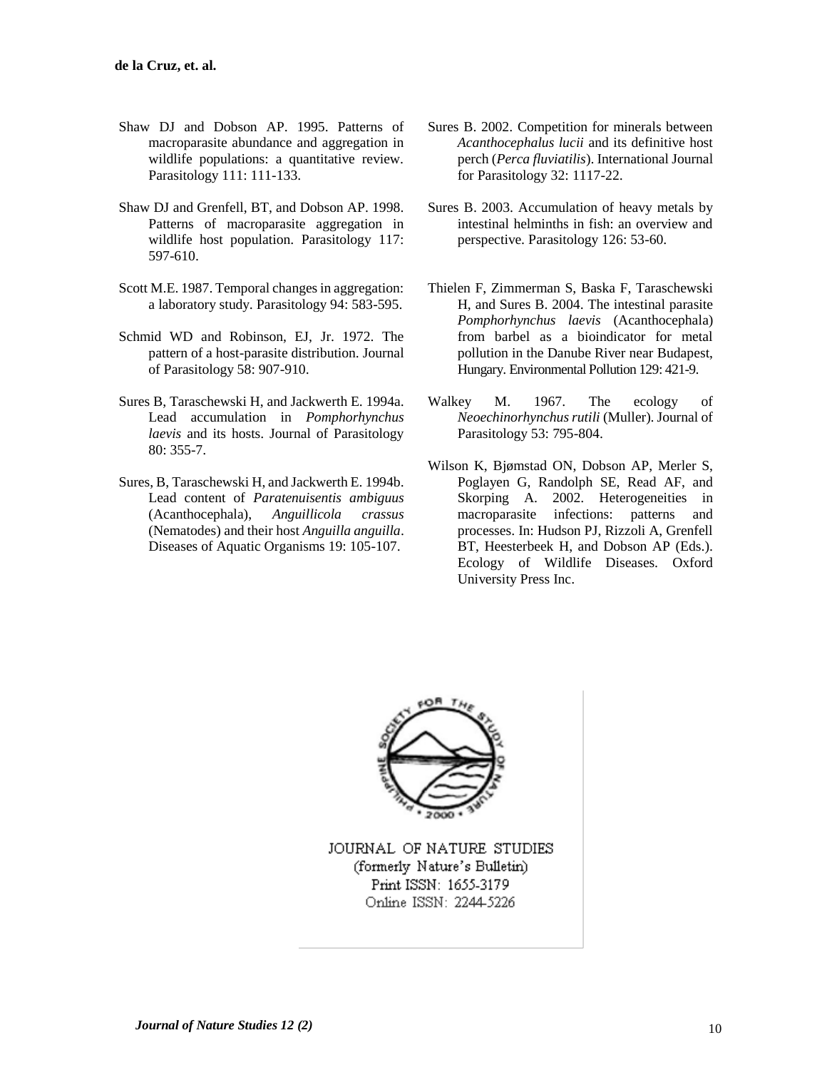Shaw DJ and Dobson AP. 1995. Patterns of macroparasite abundance and aggregation in wildlife populations: a quantitative review. Parasitology 111: 111-133.

Shaw DJ and Grenfell, BT, and Dobson AP. 1998. Patterns of macroparasite aggregation in wildlife host population. Parasitology 117: 597-610.

Scott M.E. 1987. Temporal changes in aggregation: a laboratory study. Parasitology 94: 583-595.

Schmid WD and Robinson, EJ, Jr. 1972. The pattern of a host-parasite distribution. Journal of Parasitology 58: 907-910.

Sures B, Taraschewski H, and Jackwerth E. 1994a. Lead accumulation in *Pomphorhynchus laevis* and its hosts. Journal of Parasitology 80: 355-7.

Sures, B, Taraschewski H, and Jackwerth E. 1994b. Lead content of *Paratenuisentis ambiguus* (Acanthocephala), *Anguillicola crassus* (Nematodes) and their host *Anguilla anguilla*. Diseases of Aquatic Organisms 19: 105-107.

Sures B. 2002. Competition for minerals between *Acanthocephalus lucii* and its definitive host perch (*Perca fluviatilis*). International Journal for Parasitology 32: 1117-22.

Sures B. 2003. Accumulation of heavy metals by intestinal helminths in fish: an overview and perspective. Parasitology 126: 53-60.

Thielen F, Zimmerman S, Baska F, Taraschewski H, and Sures B. 2004. The intestinal parasite *Pomphorhynchus laevis* (Acanthocephala) from barbel as a bioindicator for metal pollution in the Danube River near Budapest, Hungary. Environmental Pollution 129: 421-9.

Walkey M. 1967. The ecology of *Neoechinorhynchus rutili* (Muller). Journal of Parasitology 53: 795-804.

Wilson K, Bjømstad ON, Dobson AP, Merler S, Poglayen G, Randolph SE, Read AF, and Skorping A. 2002. Heterogeneities in macroparasite infections: patterns and processes. In: Hudson PJ, Rizzoli A, Grenfell BT, Heesterbeek H, and Dobson AP (Eds.). Ecology of Wildlife Diseases. Oxford University Press Inc.

JOURNAL OF NATURE STUDIES
(formerly Nature's Bulletin)
Print ISSN: 1655-3179
Online ISSN: 2244-5226